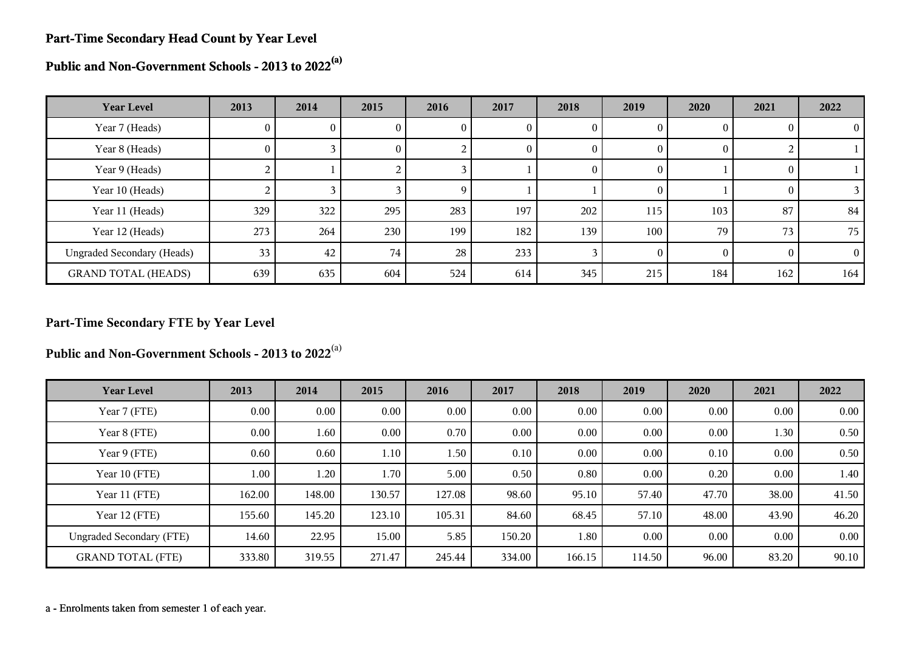## Part-Time Secondary Head Count by Year Level

## Public and Non-Government Schools - 2013 to 2022[(a)]

| Year Level | 2013 | 2014 | 2015 | 2016 | 2017 | 2018 | 2019 | 2020 | 2021 | 2022 |
|---|---|---|---|---|---|---|---|---|---|---|
| Year 7 (Heads) | 0 | 0 | 0 | 0 | 0 | 0 | 0 | 0 | 0 | 0 |
| Year 8 (Heads) | 0 | 3 | 0 | 2 | 0 | 0 | 0 | 0 | 2 | 1 |
| Year 9 (Heads) | 2 | 1 | 2 | 3 | 1 | 0 | 0 | 1 | 0 | 1 |
| Year 10 (Heads) | 2 | 3 | 3 | 9 | 1 | 1 | 0 | 1 | 0 | 3 |
| Year 11 (Heads) | 329 | 322 | 295 | 283 | 197 | 202 | 115 | 103 | 87 | 84 |
| Year 12 (Heads) | 273 | 264 | 230 | 199 | 182 | 139 | 100 | 79 | 73 | 75 |
| Ungraded Secondary (Heads) | 33 | 42 | 74 | 28 | 233 | 3 | 0 | 0 | 0 | 0 |
| GRAND TOTAL (HEADS) | 639 | 635 | 604 | 524 | 614 | 345 | 215 | 184 | 162 | 164 |

## Part-Time Secondary FTE by Year Level

## Public and Non-Government Schools - 2013 to 2022[(a)]

| Year Level | 2013 | 2014 | 2015 | 2016 | 2017 | 2018 | 2019 | 2020 | 2021 | 2022 |
|---|---|---|---|---|---|---|---|---|---|---|
| Year 7 (FTE) | 0.00 | 0.00 | 0.00 | 0.00 | 0.00 | 0.00 | 0.00 | 0.00 | 0.00 | 0.00 |
| Year 8 (FTE) | 0.00 | 1.60 | 0.00 | 0.70 | 0.00 | 0.00 | 0.00 | 0.00 | 1.30 | 0.50 |
| Year 9 (FTE) | 0.60 | 0.60 | 1.10 | 1.50 | 0.10 | 0.00 | 0.00 | 0.10 | 0.00 | 0.50 |
| Year 10 (FTE) | 1.00 | 1.20 | 1.70 | 5.00 | 0.50 | 0.80 | 0.00 | 0.20 | 0.00 | 1.40 |
| Year 11 (FTE) | 162.00 | 148.00 | 130.57 | 127.08 | 98.60 | 95.10 | 57.40 | 47.70 | 38.00 | 41.50 |
| Year 12 (FTE) | 155.60 | 145.20 | 123.10 | 105.31 | 84.60 | 68.45 | 57.10 | 48.00 | 43.90 | 46.20 |
| Ungraded Secondary (FTE) | 14.60 | 22.95 | 15.00 | 5.85 | 150.20 | 1.80 | 0.00 | 0.00 | 0.00 | 0.00 |
| GRAND TOTAL (FTE) | 333.80 | 319.55 | 271.47 | 245.44 | 334.00 | 166.15 | 114.50 | 96.00 | 83.20 | 90.10 |

a - Enrolments taken from semester 1 of each year.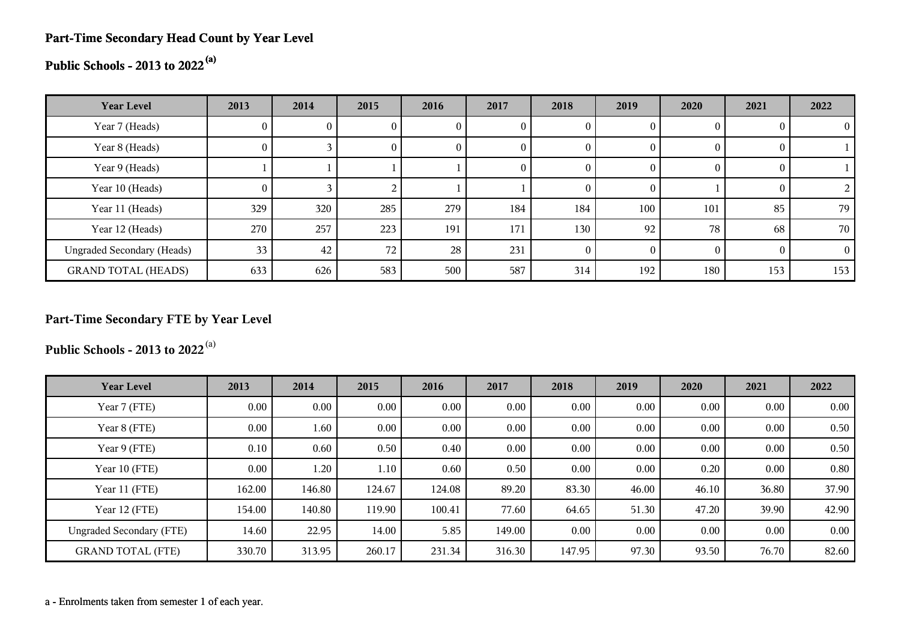## Part-Time Secondary Head Count by Year Level

## Public Schools - 2013 to 2022 [(a)]

| Year Level | 2013 | 2014 | 2015 | 2016 | 2017 | 2018 | 2019 | 2020 | 2021 | 2022 |
|---|---|---|---|---|---|---|---|---|---|---|
| Year 7 (Heads) | 0 | 0 | 0 | 0 | 0 | 0 | 0 | 0 | 0 | 0 |
| Year 8 (Heads) | 0 | 3 | 0 | 0 | 0 | 0 | 0 | 0 | 0 | 1 |
| Year 9 (Heads) | 1 | 1 | 1 | 1 | 0 | 0 | 0 | 0 | 0 | 1 |
| Year 10 (Heads) | 0 | 3 | 2 | 1 | 1 | 0 | 0 | 1 | 0 | 2 |
| Year 11 (Heads) | 329 | 320 | 285 | 279 | 184 | 184 | 100 | 101 | 85 | 79 |
| Year 12 (Heads) | 270 | 257 | 223 | 191 | 171 | 130 | 92 | 78 | 68 | 70 |
| Ungraded Secondary (Heads) | 33 | 42 | 72 | 28 | 231 | 0 | 0 | 0 | 0 | 0 |
| GRAND TOTAL (HEADS) | 633 | 626 | 583 | 500 | 587 | 314 | 192 | 180 | 153 | 153 |

## Part-Time Secondary FTE by Year Level

## Public Schools - 2013 to 2022 [(a)]

| Year Level | 2013 | 2014 | 2015 | 2016 | 2017 | 2018 | 2019 | 2020 | 2021 | 2022 |
|---|---|---|---|---|---|---|---|---|---|---|
| Year 7 (FTE) | 0.00 | 0.00 | 0.00 | 0.00 | 0.00 | 0.00 | 0.00 | 0.00 | 0.00 | 0.00 |
| Year 8 (FTE) | 0.00 | 1.60 | 0.00 | 0.00 | 0.00 | 0.00 | 0.00 | 0.00 | 0.00 | 0.50 |
| Year 9 (FTE) | 0.10 | 0.60 | 0.50 | 0.40 | 0.00 | 0.00 | 0.00 | 0.00 | 0.00 | 0.50 |
| Year 10 (FTE) | 0.00 | 1.20 | 1.10 | 0.60 | 0.50 | 0.00 | 0.00 | 0.20 | 0.00 | 0.80 |
| Year 11 (FTE) | 162.00 | 146.80 | 124.67 | 124.08 | 89.20 | 83.30 | 46.00 | 46.10 | 36.80 | 37.90 |
| Year 12 (FTE) | 154.00 | 140.80 | 119.90 | 100.41 | 77.60 | 64.65 | 51.30 | 47.20 | 39.90 | 42.90 |
| Ungraded Secondary (FTE) | 14.60 | 22.95 | 14.00 | 5.85 | 149.00 | 0.00 | 0.00 | 0.00 | 0.00 | 0.00 |
| GRAND TOTAL (FTE) | 330.70 | 313.95 | 260.17 | 231.34 | 316.30 | 147.95 | 97.30 | 93.50 | 76.70 | 82.60 |

a - Enrolments taken from semester 1 of each year.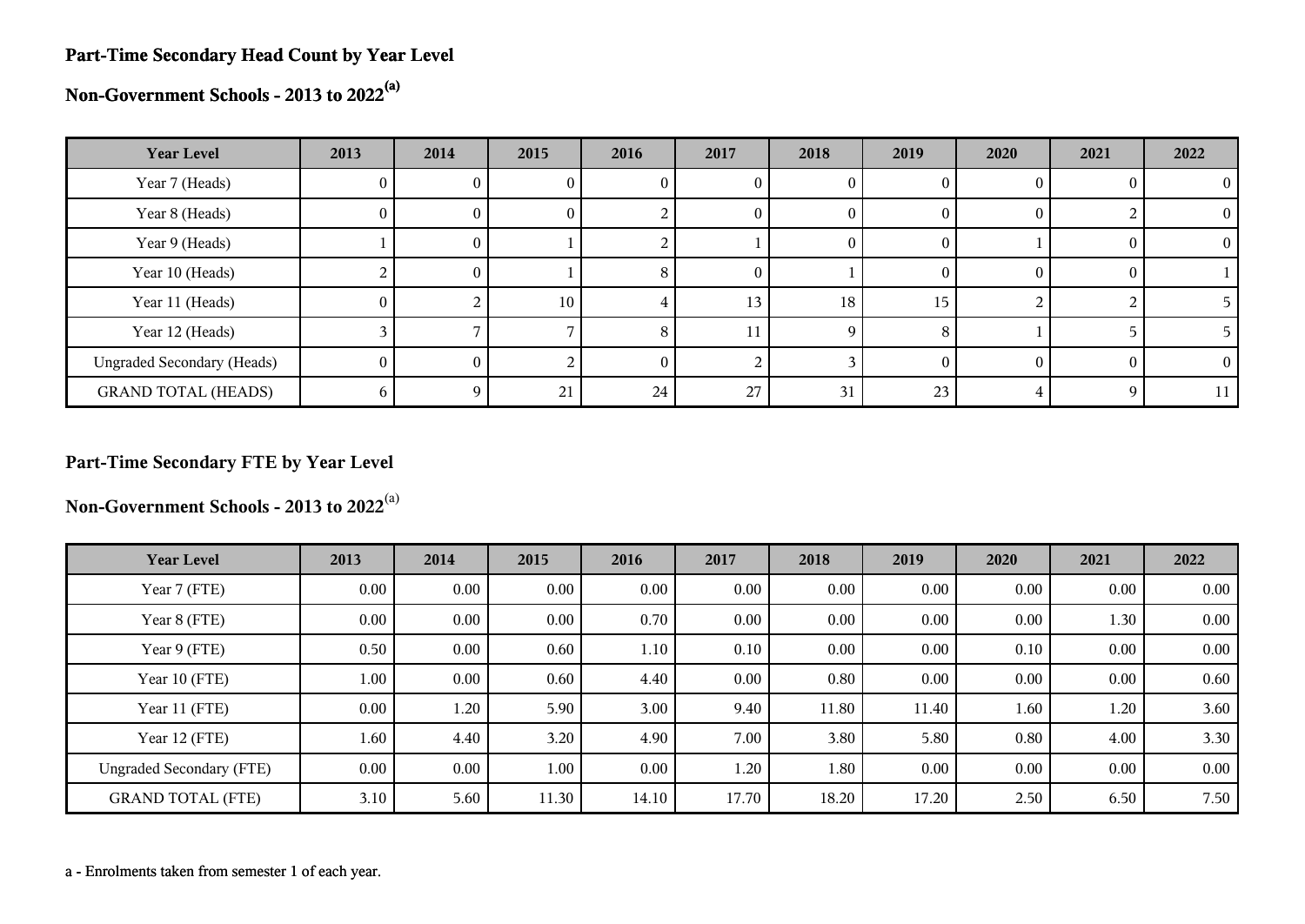## Part-Time Secondary Head Count by Year Level

## Non-Government Schools - 2013 to 2022[(a)]

| Year Level | 2013 | 2014 | 2015 | 2016 | 2017 | 2018 | 2019 | 2020 | 2021 | 2022 |
|---|---|---|---|---|---|---|---|---|---|---|
| Year 7 (Heads) | 0 | 0 | 0 | 0 | 0 | 0 | 0 | 0 | 0 | 0 |
| Year 8 (Heads) | 0 | 0 | 0 | 2 | 0 | 0 | 0 | 0 | 2 | 0 |
| Year 9 (Heads) | 1 | 0 | 1 | 2 | 1 | 0 | 0 | 1 | 0 | 0 |
| Year 10 (Heads) | 2 | 0 | 1 | 8 | 0 | 1 | 0 | 0 | 0 | 1 |
| Year 11 (Heads) | 0 | 2 | 10 | 4 | 13 | 18 | 15 | 2 | 2 | 5 |
| Year 12 (Heads) | 3 | 7 | 7 | 8 | 11 | 9 | 8 | 1 | 5 | 5 |
| Ungraded Secondary (Heads) | 0 | 0 | 2 | 0 | 2 | 3 | 0 | 0 | 0 | 0 |
| GRAND TOTAL (HEADS) | 6 | 9 | 21 | 24 | 27 | 31 | 23 | 4 | 9 | 11 |

## Part-Time Secondary FTE by Year Level

## Non-Government Schools - 2013 to 2022[(a)]

| Year Level | 2013 | 2014 | 2015 | 2016 | 2017 | 2018 | 2019 | 2020 | 2021 | 2022 |
|---|---|---|---|---|---|---|---|---|---|---|
| Year 7 (FTE) | 0.00 | 0.00 | 0.00 | 0.00 | 0.00 | 0.00 | 0.00 | 0.00 | 0.00 | 0.00 |
| Year 8 (FTE) | 0.00 | 0.00 | 0.00 | 0.70 | 0.00 | 0.00 | 0.00 | 0.00 | 1.30 | 0.00 |
| Year 9 (FTE) | 0.50 | 0.00 | 0.60 | 1.10 | 0.10 | 0.00 | 0.00 | 0.10 | 0.00 | 0.00 |
| Year 10 (FTE) | 1.00 | 0.00 | 0.60 | 4.40 | 0.00 | 0.80 | 0.00 | 0.00 | 0.00 | 0.60 |
| Year 11 (FTE) | 0.00 | 1.20 | 5.90 | 3.00 | 9.40 | 11.80 | 11.40 | 1.60 | 1.20 | 3.60 |
| Year 12 (FTE) | 1.60 | 4.40 | 3.20 | 4.90 | 7.00 | 3.80 | 5.80 | 0.80 | 4.00 | 3.30 |
| Ungraded Secondary (FTE) | 0.00 | 0.00 | 1.00 | 0.00 | 1.20 | 1.80 | 0.00 | 0.00 | 0.00 | 0.00 |
| GRAND TOTAL (FTE) | 3.10 | 5.60 | 11.30 | 14.10 | 17.70 | 18.20 | 17.20 | 2.50 | 6.50 | 7.50 |

a - Enrolments taken from semester 1 of each year.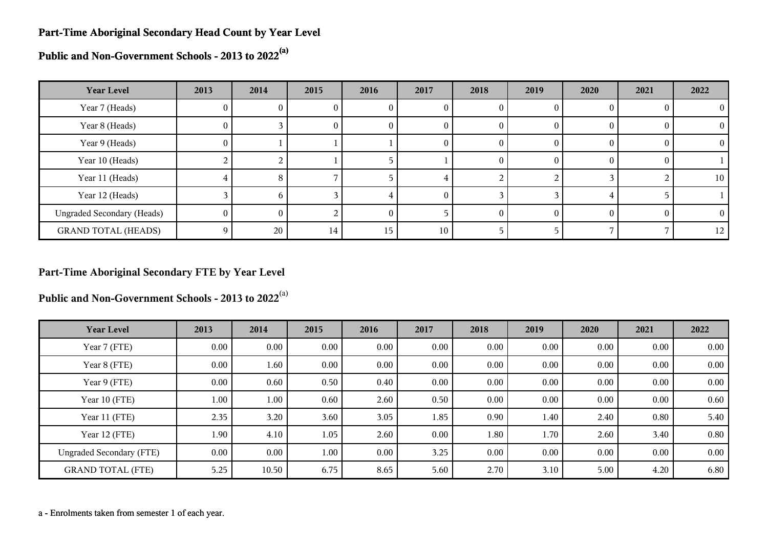## Part-Time Aboriginal Secondary Head Count by Year Level

## Public and Non-Government Schools - 2013 to 2022[a]

| Year Level | 2013 | 2014 | 2015 | 2016 | 2017 | 2018 | 2019 | 2020 | 2021 | 2022 |
|---|---|---|---|---|---|---|---|---|---|---|
| Year 7 (Heads) | 0 | 0 | 0 | 0 | 0 | 0 | 0 | 0 | 0 | 0 |
| Year 8 (Heads) | 0 | 3 | 0 | 0 | 0 | 0 | 0 | 0 | 0 | 0 |
| Year 9 (Heads) | 0 | 1 | 1 | 1 | 0 | 0 | 0 | 0 | 0 | 0 |
| Year 10 (Heads) | 2 | 2 | 1 | 5 | 1 | 0 | 0 | 0 | 0 | 1 |
| Year 11 (Heads) | 4 | 8 | 7 | 5 | 4 | 2 | 2 | 3 | 2 | 10 |
| Year 12 (Heads) | 3 | 6 | 3 | 4 | 0 | 3 | 3 | 4 | 5 | 1 |
| Ungraded Secondary (Heads) | 0 | 0 | 2 | 0 | 5 | 0 | 0 | 0 | 0 | 0 |
| GRAND TOTAL (HEADS) | 9 | 20 | 14 | 15 | 10 | 5 | 5 | 7 | 7 | 12 |

## Part-Time Aboriginal Secondary FTE by Year Level

## Public and Non-Government Schools - 2013 to 2022[a]

| Year Level | 2013 | 2014 | 2015 | 2016 | 2017 | 2018 | 2019 | 2020 | 2021 | 2022 |
|---|---|---|---|---|---|---|---|---|---|---|
| Year 7 (FTE) | 0.00 | 0.00 | 0.00 | 0.00 | 0.00 | 0.00 | 0.00 | 0.00 | 0.00 | 0.00 |
| Year 8 (FTE) | 0.00 | 1.60 | 0.00 | 0.00 | 0.00 | 0.00 | 0.00 | 0.00 | 0.00 | 0.00 |
| Year 9 (FTE) | 0.00 | 0.60 | 0.50 | 0.40 | 0.00 | 0.00 | 0.00 | 0.00 | 0.00 | 0.00 |
| Year 10 (FTE) | 1.00 | 1.00 | 0.60 | 2.60 | 0.50 | 0.00 | 0.00 | 0.00 | 0.00 | 0.60 |
| Year 11 (FTE) | 2.35 | 3.20 | 3.60 | 3.05 | 1.85 | 0.90 | 1.40 | 2.40 | 0.80 | 5.40 |
| Year 12 (FTE) | 1.90 | 4.10 | 1.05 | 2.60 | 0.00 | 1.80 | 1.70 | 2.60 | 3.40 | 0.80 |
| Ungraded Secondary (FTE) | 0.00 | 0.00 | 1.00 | 0.00 | 3.25 | 0.00 | 0.00 | 0.00 | 0.00 | 0.00 |
| GRAND TOTAL (FTE) | 5.25 | 10.50 | 6.75 | 8.65 | 5.60 | 2.70 | 3.10 | 5.00 | 4.20 | 6.80 |

a - Enrolments taken from semester 1 of each year.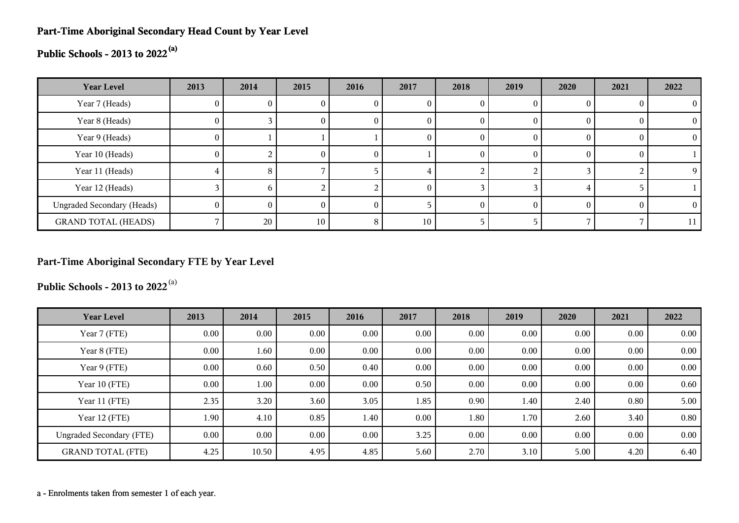**Part-Time Aboriginal Secondary Head Count by Year Level**

**Public Schools - 2013 to 2022 [(a)]**

| Year Level | 2013 | 2014 | 2015 | 2016 | 2017 | 2018 | 2019 | 2020 | 2021 | 2022 |
|---|---|---|---|---|---|---|---|---|---|---|
| Year 7 (Heads) | 0 | 0 | 0 | 0 | 0 | 0 | 0 | 0 | 0 | 0 |
| Year 8 (Heads) | 0 | 3 | 0 | 0 | 0 | 0 | 0 | 0 | 0 | 0 |
| Year 9 (Heads) | 0 | 1 | 1 | 1 | 0 | 0 | 0 | 0 | 0 | 0 |
| Year 10 (Heads) | 0 | 2 | 0 | 0 | 1 | 0 | 0 | 0 | 0 | 1 |
| Year 11 (Heads) | 4 | 8 | 7 | 5 | 4 | 2 | 2 | 3 | 2 | 9 |
| Year 12 (Heads) | 3 | 6 | 2 | 2 | 0 | 3 | 3 | 4 | 5 | 1 |
| Ungraded Secondary (Heads) | 0 | 0 | 0 | 0 | 5 | 0 | 0 | 0 | 0 | 0 |
| GRAND TOTAL (HEADS) | 7 | 20 | 10 | 8 | 10 | 5 | 5 | 7 | 7 | 11 |

**Part-Time Aboriginal Secondary FTE by Year Level**

**Public Schools - 2013 to 2022 [(a)]**

| Year Level | 2013 | 2014 | 2015 | 2016 | 2017 | 2018 | 2019 | 2020 | 2021 | 2022 |
|---|---|---|---|---|---|---|---|---|---|---|
| Year 7 (FTE) | 0.00 | 0.00 | 0.00 | 0.00 | 0.00 | 0.00 | 0.00 | 0.00 | 0.00 | 0.00 |
| Year 8 (FTE) | 0.00 | 1.60 | 0.00 | 0.00 | 0.00 | 0.00 | 0.00 | 0.00 | 0.00 | 0.00 |
| Year 9 (FTE) | 0.00 | 0.60 | 0.50 | 0.40 | 0.00 | 0.00 | 0.00 | 0.00 | 0.00 | 0.00 |
| Year 10 (FTE) | 0.00 | 1.00 | 0.00 | 0.00 | 0.50 | 0.00 | 0.00 | 0.00 | 0.00 | 0.60 |
| Year 11 (FTE) | 2.35 | 3.20 | 3.60 | 3.05 | 1.85 | 0.90 | 1.40 | 2.40 | 0.80 | 5.00 |
| Year 12 (FTE) | 1.90 | 4.10 | 0.85 | 1.40 | 0.00 | 1.80 | 1.70 | 2.60 | 3.40 | 0.80 |
| Ungraded Secondary (FTE) | 0.00 | 0.00 | 0.00 | 0.00 | 3.25 | 0.00 | 0.00 | 0.00 | 0.00 | 0.00 |
| GRAND TOTAL (FTE) | 4.25 | 10.50 | 4.95 | 4.85 | 5.60 | 2.70 | 3.10 | 5.00 | 4.20 | 6.40 |

a - Enrolments taken from semester 1 of each year.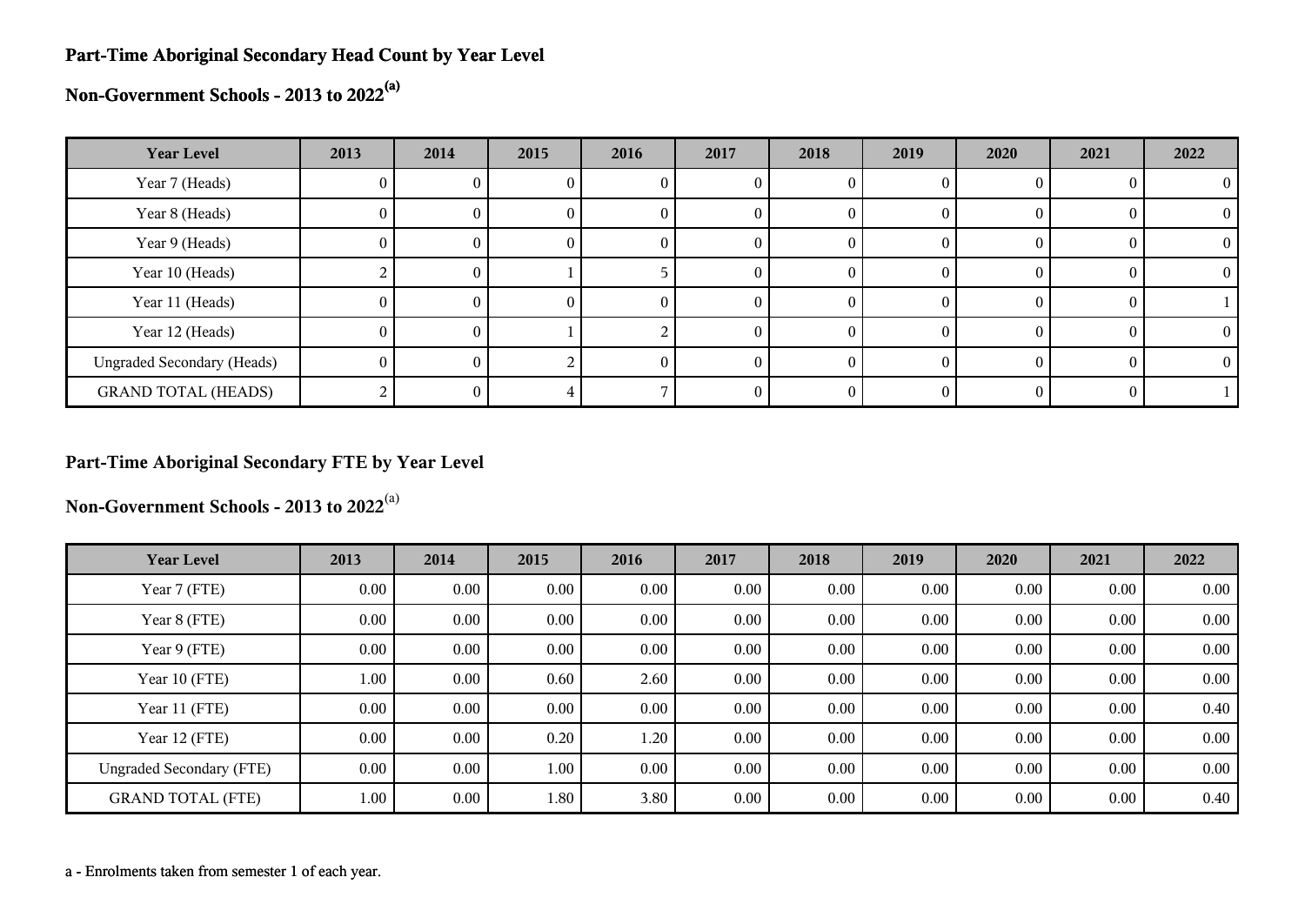## Part-Time Aboriginal Secondary Head Count by Year Level

## Non-Government Schools - 2013 to 2022[a]

| Year Level | 2013 | 2014 | 2015 | 2016 | 2017 | 2018 | 2019 | 2020 | 2021 | 2022 |
|---|---|---|---|---|---|---|---|---|---|---|
| Year 7 (Heads) | 0 | 0 | 0 | 0 | 0 | 0 | 0 | 0 | 0 | 0 |
| Year 8 (Heads) | 0 | 0 | 0 | 0 | 0 | 0 | 0 | 0 | 0 | 0 |
| Year 9 (Heads) | 0 | 0 | 0 | 0 | 0 | 0 | 0 | 0 | 0 | 0 |
| Year 10 (Heads) | 2 | 0 | 1 | 5 | 0 | 0 | 0 | 0 | 0 | 0 |
| Year 11 (Heads) | 0 | 0 | 0 | 0 | 0 | 0 | 0 | 0 | 0 | 1 |
| Year 12 (Heads) | 0 | 0 | 1 | 2 | 0 | 0 | 0 | 0 | 0 | 0 |
| Ungraded Secondary (Heads) | 0 | 0 | 2 | 0 | 0 | 0 | 0 | 0 | 0 | 0 |
| GRAND TOTAL (HEADS) | 2 | 0 | 4 | 7 | 0 | 0 | 0 | 0 | 0 | 1 |

## Part-Time Aboriginal Secondary FTE by Year Level

## Non-Government Schools - 2013 to 2022[a]

| Year Level | 2013 | 2014 | 2015 | 2016 | 2017 | 2018 | 2019 | 2020 | 2021 | 2022 |
|---|---|---|---|---|---|---|---|---|---|---|
| Year 7 (FTE) | 0.00 | 0.00 | 0.00 | 0.00 | 0.00 | 0.00 | 0.00 | 0.00 | 0.00 | 0.00 |
| Year 8 (FTE) | 0.00 | 0.00 | 0.00 | 0.00 | 0.00 | 0.00 | 0.00 | 0.00 | 0.00 | 0.00 |
| Year 9 (FTE) | 0.00 | 0.00 | 0.00 | 0.00 | 0.00 | 0.00 | 0.00 | 0.00 | 0.00 | 0.00 |
| Year 10 (FTE) | 1.00 | 0.00 | 0.60 | 2.60 | 0.00 | 0.00 | 0.00 | 0.00 | 0.00 | 0.00 |
| Year 11 (FTE) | 0.00 | 0.00 | 0.00 | 0.00 | 0.00 | 0.00 | 0.00 | 0.00 | 0.00 | 0.40 |
| Year 12 (FTE) | 0.00 | 0.00 | 0.20 | 1.20 | 0.00 | 0.00 | 0.00 | 0.00 | 0.00 | 0.00 |
| Ungraded Secondary (FTE) | 0.00 | 0.00 | 1.00 | 0.00 | 0.00 | 0.00 | 0.00 | 0.00 | 0.00 | 0.00 |
| GRAND TOTAL (FTE) | 1.00 | 0.00 | 1.80 | 3.80 | 0.00 | 0.00 | 0.00 | 0.00 | 0.00 | 0.40 |

a - Enrolments taken from semester 1 of each year.